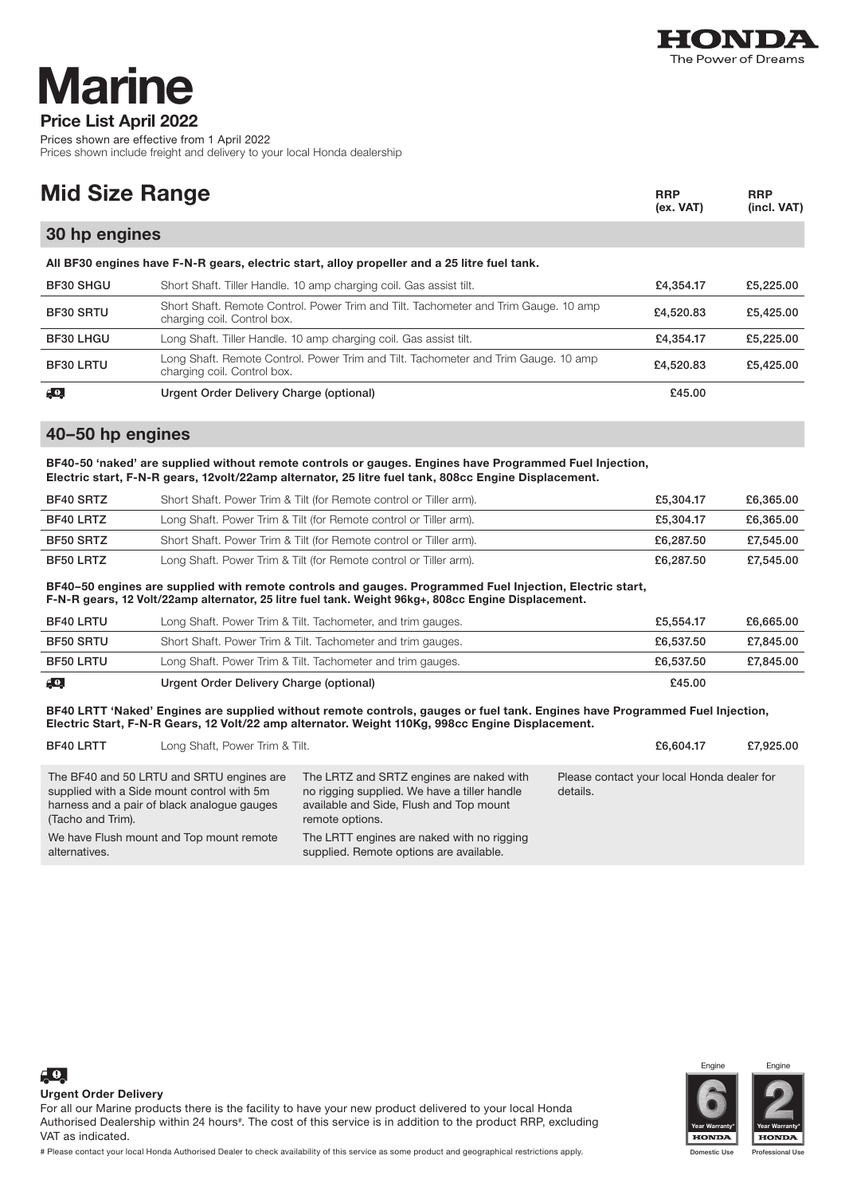# Marine

**Price List April 2022**

Prices shown are effective from 1 April 2022
Prices shown include freight and delivery to your local Honda dealership

## Mid Size Range

### 30 hp engines

**All BF30 engines have F-N-R gears, electric start, alloy propeller and a 25 litre fuel tank.**

| Model | Description | RRP (ex. VAT) | RRP (incl. VAT) |
|---|---|---|---|
| BF30 SHGU | Short Shaft. Tiller Handle. 10 amp charging coil. Gas assist tilt. | £4,354.17 | £5,225.00 |
| BF30 SRTU | Short Shaft. Remote Control. Power Trim and Tilt. Tachometer and Trim Gauge. 10 amp charging coil. Control box. | £4,520.83 | £5,425.00 |
| BF30 LHGU | Long Shaft. Tiller Handle. 10 amp charging coil. Gas assist tilt. | £4,354.17 | £5,225.00 |
| BF30 LRTU | Long Shaft. Remote Control. Power Trim and Tilt. Tachometer and Trim Gauge. 10 amp charging coil. Control box. | £4,520.83 | £5,425.00 |
| | **Urgent Order Delivery Charge (optional)** | £45.00 | |

### 40–50 hp engines

**BF40-50 'naked' are supplied without remote controls or gauges. Engines have Programmed Fuel Injection, Electric start, F-N-R gears, 12volt/22amp alternator, 25 litre fuel tank, 808cc Engine Displacement.**

| Model | Description | RRP (ex. VAT) | RRP (incl. VAT) |
|---|---|---|---|
| BF40 SRTZ | Short Shaft. Power Trim & Tilt (for Remote control or Tiller arm). | £5,304.17 | £6,365.00 |
| BF40 LRTZ | Long Shaft. Power Trim & Tilt (for Remote control or Tiller arm). | £5,304.17 | £6,365.00 |
| BF50 SRTZ | Short Shaft. Power Trim & Tilt (for Remote control or Tiller arm). | £6,287.50 | £7,545.00 |
| BF50 LRTZ | Long Shaft. Power Trim & Tilt (for Remote control or Tiller arm). | £6,287.50 | £7,545.00 |

**BF40–50 engines are supplied with remote controls and gauges. Programmed Fuel Injection, Electric start, F-N-R gears, 12 Volt/22amp alternator, 25 litre fuel tank. Weight 96kg+, 808cc Engine Displacement.**

| Model | Description | RRP (ex. VAT) | RRP (incl. VAT) |
|---|---|---|---|
| BF40 LRTU | Long Shaft. Power Trim & Tilt. Tachometer, and trim gauges. | £5,554.17 | £6,665.00 |
| BF50 SRTU | Short Shaft. Power Trim & Tilt. Tachometer and trim gauges. | £6,537.50 | £7,845.00 |
| BF50 LRTU | Long Shaft. Power Trim & Tilt. Tachometer and trim gauges. | £6,537.50 | £7,845.00 |
| | **Urgent Order Delivery Charge (optional)** | £45.00 | |

**BF40 LRTT 'Naked' Engines are supplied without remote controls, gauges or fuel tank. Engines have Programmed Fuel Injection, Electric Start, F-N-R Gears, 12 Volt/22 amp alternator. Weight 110Kg, 998cc Engine Displacement.**

| Model | Description | RRP (ex. VAT) | RRP (incl. VAT) |
|---|---|---|---|
| BF40 LRTT | Long Shaft, Power Trim & Tilt. | £6,604.17 | £7,925.00 |

The BF40 and 50 LRTU and SRTU engines are supplied with a Side mount control with 5m harness and a pair of black analogue gauges (Tacho and Trim).

We have Flush mount and Top mount remote alternatives.

The LRTZ and SRTZ engines are naked with no rigging supplied. We have a tiller handle available and Side, Flush and Top mount remote options.

The LRTT engines are naked with no rigging supplied. Remote options are available.

Please contact your local Honda dealer for details.

**Urgent Order Delivery**

For all our Marine products there is the facility to have your new product delivered to your local Honda Authorised Dealership within 24 hours#. The cost of this service is in addition to the product RRP, excluding VAT as indicated.

# Please contact your local Honda Authorised Dealer to check availability of this service as some product and geographical restrictions apply.

Engine 6 Year Warranty* – Domestic Use

Engine 2 Year Warranty* – Professional Use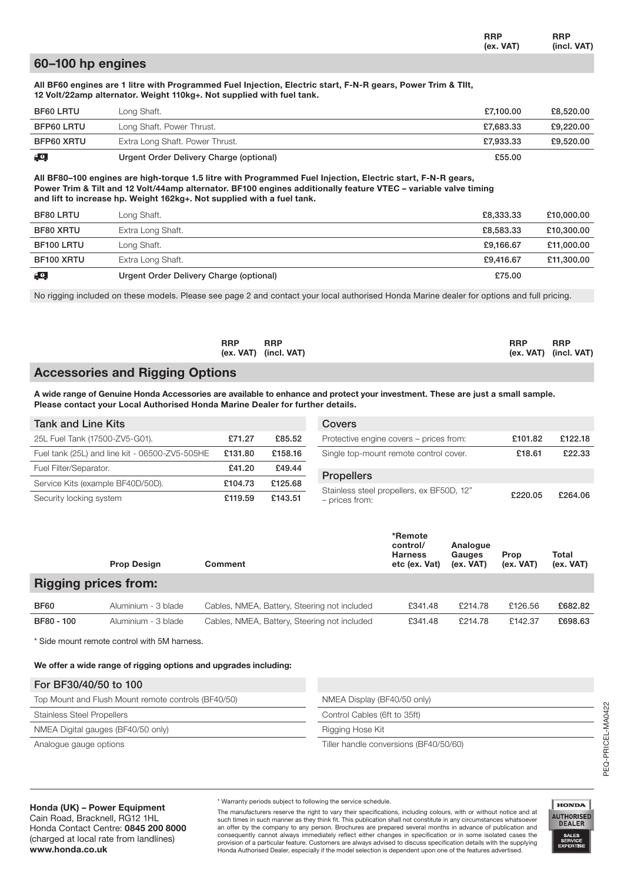## 60–100 hp engines

**All BF60 engines are 1 litre with Programmed Fuel Injection, Electric start, F-N-R gears, Power Trim & TIlt, 12 Volt/22amp alternator. Weight 110kg+. Not supplied with fuel tank.**

| | | RRP (ex. VAT) | RRP (incl. VAT) |
|---|---|---|---|
| **BF60 LRTU** | Long Shaft. | £7,100.00 | £8,520.00 |
| **BFP60 LRTU** | Long Shaft. Power Thrust. | £7,683.33 | £9,220.00 |
| **BFP60 XRTU** | Extra Long Shaft. Power Thrust. | £7,933.33 | £9,520.00 |
| | **Urgent Order Delivery Charge (optional)** | £55.00 | |

**All BF80–100 engines are high-torque 1.5 litre with Programmed Fuel Injection, Electric start, F-N-R gears, Power Trim & Tilt and 12 Volt/44amp alternator. BF100 engines additionally feature VTEC – variable valve timing and lift to increase hp. Weight 162kg+. Not supplied with a fuel tank.**

| | | RRP (ex. VAT) | RRP (incl. VAT) |
|---|---|---|---|
| **BF80 LRTU** | Long Shaft. | £8,333.33 | £10,000.00 |
| **BF80 XRTU** | Extra Long Shaft. | £8,583.33 | £10,300.00 |
| **BF100 LRTU** | Long Shaft. | £9,166.67 | £11,000.00 |
| **BF100 XRTU** | Extra Long Shaft. | £9,416.67 | £11,300.00 |
| | **Urgent Order Delivery Charge (optional)** | £75.00 | |

No rigging included on these models. Please see page 2 and contact your local authorised Honda Marine dealer for options and full pricing.

## Accessories and Rigging Options

**A wide range of Genuine Honda Accessories are available to enhance and protect your investment. These are just a small sample. Please contact your Local Authorised Honda Marine Dealer for further details.**

| Tank and Line Kits | RRP (ex. VAT) | RRP (incl. VAT) |
|---|---|---|
| 25L Fuel Tank (17500-ZV5-G01). | £71.27 | £85.52 |
| Fuel tank (25L) and line kit - 06500-ZV5-505HE | £131.80 | £158.16 |
| Fuel Filter/Separator. | £41.20 | £49.44 |
| Service Kits (example BF40D/50D). | £104.73 | £125.68 |
| Security locking system | £119.59 | £143.51 |

| Covers | RRP (ex. VAT) | RRP (incl. VAT) |
|---|---|---|
| Protective engine covers – prices from: | £101.82 | £122.18 |
| Single top-mount remote control cover. | £18.61 | £22.33 |
| **Propellers** | | |
| Stainless steel propellers, ex BF50D, 12" – prices from: | £220.05 | £264.06 |

### Rigging prices from:

| | Prop Design | Comment | *Remote control/ Harness etc (ex. Vat) | Analogue Gauges (ex. VAT) | Prop (ex. VAT) | Total (ex. VAT) |
|---|---|---|---|---|---|---|
| **BF60** | Aluminium - 3 blade | Cables, NMEA, Battery, Steering not included | £341.48 | £214.78 | £126.56 | **£682.82** |
| **BF80 - 100** | Aluminium - 3 blade | Cables, NMEA, Battery, Steering not included | £341.48 | £214.78 | £142.37 | **£698.63** |

* Side mount remote control with 5M harness.

**We offer a wide range of rigging options and upgrades including:**

| For BF30/40/50 to 100 | |
|---|---|
| Top Mount and Flush Mount remote controls (BF40/50) | NMEA Display (BF40/50 only) |
| Stainless Steel Propellers | Control Cables (6ft to 35ft) |
| NMEA Digital gauges (BF40/50 only) | Rigging Hose Kit |
| Analogue gauge options | Tiller handle conversions (BF40/50/60) |

PEQ-PRICEL-MA0422

**Honda (UK) – Power Equipment**
Cain Road, Bracknell, RG12 1HL
Honda Contact Centre: **0845 200 8000**
(charged at local rate from landlines)
**www.honda.co.uk**

* Warranty periods subject to following the service schedule.

The manufacturers reserve the right to vary their specifications, including colours, with or without notice and at such times in such manner as they think fit. This publication shall not constitute in any circumstances whatsoever an offer by the company to any person. Brochures are prepared several months in advance of publication and consequently cannot always immediately reflect either changes in specification or in some isolated cases the provision of a particular feature. Customers are always advised to discuss specification details with the supplying Honda Authorised Dealer, especially if the model selection is dependent upon one of the features advertised.

HONDA AUTHORISED DEALER SALES SERVICE EXPERTISE